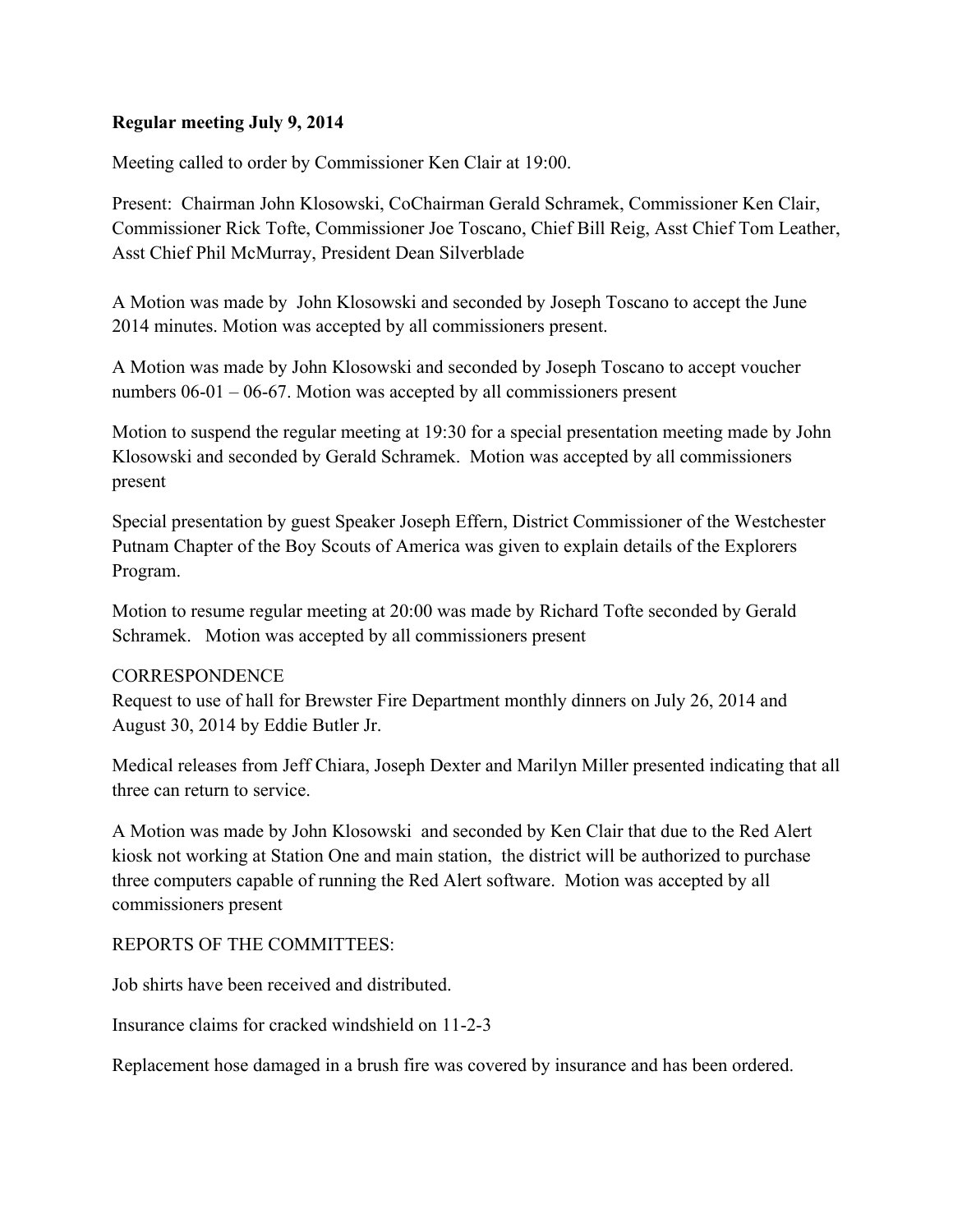**Regular meeting July 9, 2014**

Meeting called to order by Commissioner Ken Clair at 19:00.

Present: Chairman John Klosowski, CoChairman Gerald Schramek, Commissioner Ken Clair, Commissioner Rick Tofte, Commissioner Joe Toscano, Chief Bill Reig, Asst Chief Tom Leather, Asst Chief Phil McMurray, President Dean Silverblade

A Motion was made by John Klosowski and seconded by Joseph Toscano to accept the June 2014 minutes. Motion was accepted by all commissioners present.

A Motion was made by John Klosowski and seconded by Joseph Toscano to accept voucher numbers 06-01 – 06-67. Motion was accepted by all commissioners present

Motion to suspend the regular meeting at 19:30 for a special presentation meeting made by John Klosowski and seconded by Gerald Schramek. Motion was accepted by all commissioners present

Special presentation by guest Speaker Joseph Effern, District Commissioner of the Westchester Putnam Chapter of the Boy Scouts of America was given to explain details of the Explorers Program.

Motion to resume regular meeting at 20:00 was made by Richard Tofte seconded by Gerald Schramek. Motion was accepted by all commissioners present

CORRESPONDENCE

Request to use of hall for Brewster Fire Department monthly dinners on July 26, 2014 and August 30, 2014 by Eddie Butler Jr.

Medical releases from Jeff Chiara, Joseph Dexter and Marilyn Miller presented indicating that all three can return to service.

A Motion was made by John Klosowski and seconded by Ken Clair that due to the Red Alert kiosk not working at Station One and main station, the district will be authorized to purchase three computers capable of running the Red Alert software. Motion was accepted by all commissioners present

REPORTS OF THE COMMITTEES:

Job shirts have been received and distributed.

Insurance claims for cracked windshield on 11-2-3

Replacement hose damaged in a brush fire was covered by insurance and has been ordered.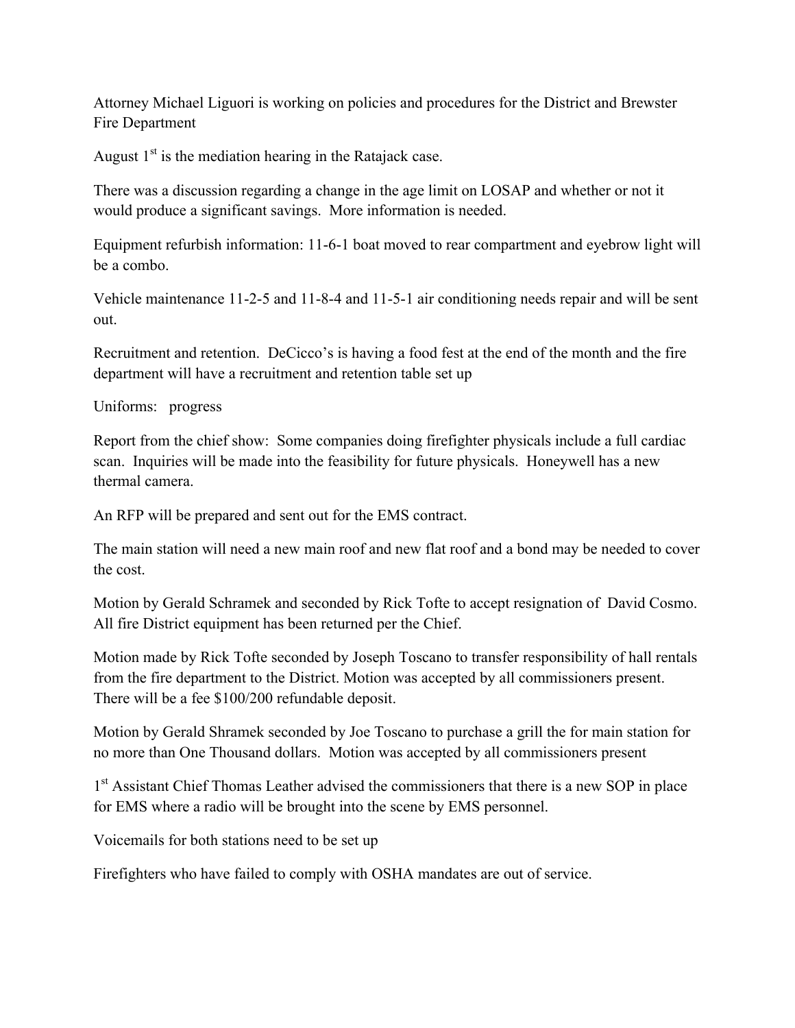Attorney Michael Liguori is working on policies and procedures for the District and Brewster Fire Department

August 1st is the mediation hearing in the Ratajack case.

There was a discussion regarding a change in the age limit on LOSAP and whether or not it would produce a significant savings. More information is needed.

Equipment refurbish information: 11-6-1 boat moved to rear compartment and eyebrow light will be a combo.

Vehicle maintenance 11-2-5 and 11-8-4 and 11-5-1 air conditioning needs repair and will be sent out.

Recruitment and retention. DeCicco's is having a food fest at the end of the month and the fire department will have a recruitment and retention table set up

Uniforms: progress

Report from the chief show: Some companies doing firefighter physicals include a full cardiac scan. Inquiries will be made into the feasibility for future physicals. Honeywell has a new thermal camera.

An RFP will be prepared and sent out for the EMS contract.

The main station will need a new main roof and new flat roof and a bond may be needed to cover the cost.

Motion by Gerald Schramek and seconded by Rick Tofte to accept resignation of David Cosmo. All fire District equipment has been returned per the Chief.

Motion made by Rick Tofte seconded by Joseph Toscano to transfer responsibility of hall rentals from the fire department to the District. Motion was accepted by all commissioners present. There will be a fee $100/200 refundable deposit.

Motion by Gerald Shramek seconded by Joe Toscano to purchase a grill the for main station for no more than One Thousand dollars. Motion was accepted by all commissioners present

1st Assistant Chief Thomas Leather advised the commissioners that there is a new SOP in place for EMS where a radio will be brought into the scene by EMS personnel.

Voicemails for both stations need to be set up

Firefighters who have failed to comply with OSHA mandates are out of service.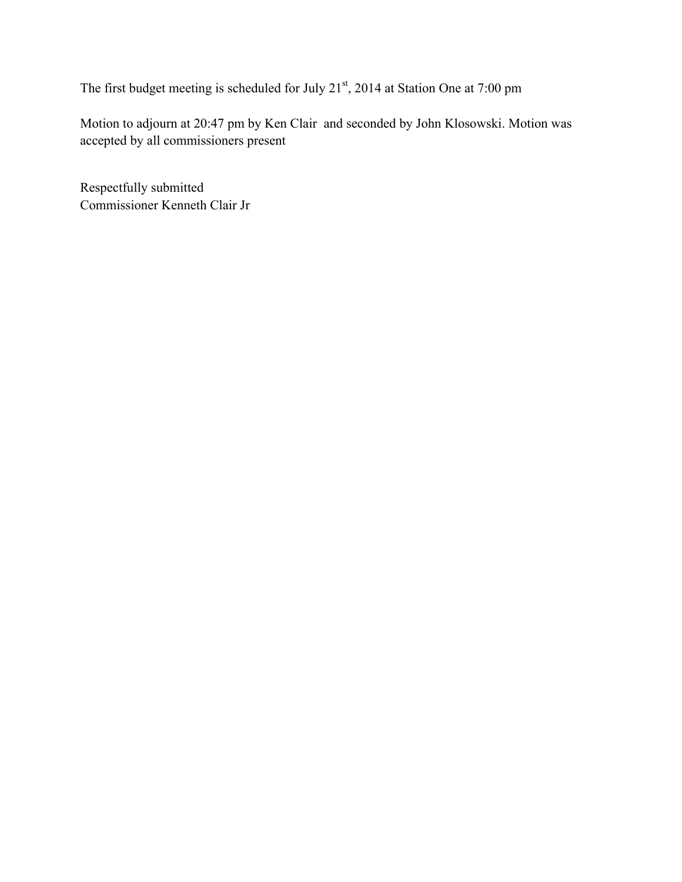The first budget meeting is scheduled for July 21st, 2014 at Station One at 7:00 pm

Motion to adjourn at 20:47 pm by Ken Clair and seconded by John Klosowski. Motion was accepted by all commissioners present

Respectfully submitted
Commissioner Kenneth Clair Jr